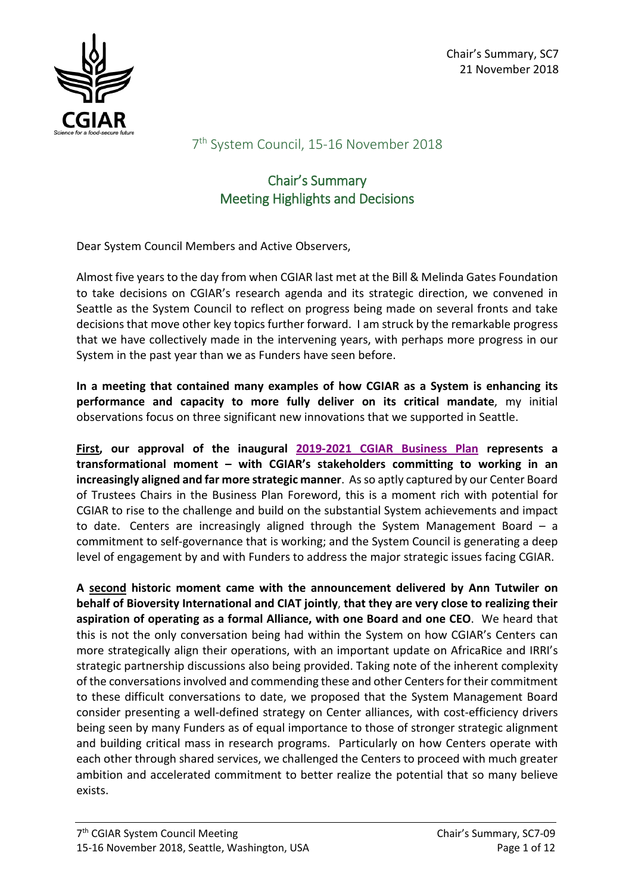Chair's Summary, SC7
21 November 2018

# 7th System Council, 15-16 November 2018

## Chair's Summary
## Meeting Highlights and Decisions

Dear System Council Members and Active Observers,

Almost five years to the day from when CGIAR last met at the Bill & Melinda Gates Foundation to take decisions on CGIAR's research agenda and its strategic direction, we convened in Seattle as the System Council to reflect on progress being made on several fronts and take decisions that move other key topics further forward. I am struck by the remarkable progress that we have collectively made in the intervening years, with perhaps more progress in our System in the past year than we as Funders have seen before.

**In a meeting that contained many examples of how CGIAR as a System is enhancing its performance and capacity to more fully deliver on its critical mandate**, my initial observations focus on three significant new innovations that we supported in Seattle.

**First, our approval of the inaugural 2019-2021 CGIAR Business Plan represents a transformational moment – with CGIAR's stakeholders committing to working in an increasingly aligned and far more strategic manner**. As so aptly captured by our Center Board of Trustees Chairs in the Business Plan Foreword, this is a moment rich with potential for CGIAR to rise to the challenge and build on the substantial System achievements and impact to date. Centers are increasingly aligned through the System Management Board – a commitment to self-governance that is working; and the System Council is generating a deep level of engagement by and with Funders to address the major strategic issues facing CGIAR.

**A second historic moment came with the announcement delivered by Ann Tutwiler on behalf of Bioversity International and CIAT jointly, that they are very close to realizing their aspiration of operating as a formal Alliance, with one Board and one CEO**. We heard that this is not the only conversation being had within the System on how CGIAR's Centers can more strategically align their operations, with an important update on AfricaRice and IRRI's strategic partnership discussions also being provided. Taking note of the inherent complexity of the conversations involved and commending these and other Centers for their commitment to these difficult conversations to date, we proposed that the System Management Board consider presenting a well-defined strategy on Center alliances, with cost-efficiency drivers being seen by many Funders as of equal importance to those of stronger strategic alignment and building critical mass in research programs. Particularly on how Centers operate with each other through shared services, we challenged the Centers to proceed with much greater ambition and accelerated commitment to better realize the potential that so many believe exists.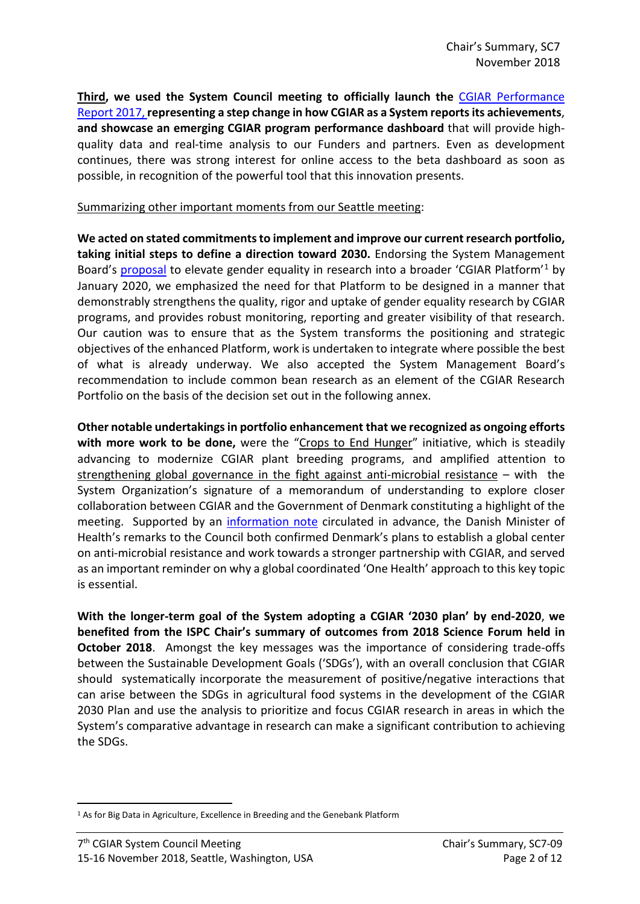**Third, we used the System Council meeting to officially launch the** CGIAR Performance Report 2017, **representing a step change in how CGIAR as a System reports its achievements**, **and showcase an emerging CGIAR program performance dashboard** that will provide high-quality data and real-time analysis to our Funders and partners. Even as development continues, there was strong interest for online access to the beta dashboard as soon as possible, in recognition of the powerful tool that this innovation presents.

Summarizing other important moments from our Seattle meeting:

**We acted on stated commitments to implement and improve our current research portfolio, taking initial steps to define a direction toward 2030.** Endorsing the System Management Board's proposal to elevate gender equality in research into a broader 'CGIAR Platform'[1] by January 2020, we emphasized the need for that Platform to be designed in a manner that demonstrably strengthens the quality, rigor and uptake of gender equality research by CGIAR programs, and provides robust monitoring, reporting and greater visibility of that research. Our caution was to ensure that as the System transforms the positioning and strategic objectives of the enhanced Platform, work is undertaken to integrate where possible the best of what is already underway. We also accepted the System Management Board's recommendation to include common bean research as an element of the CGIAR Research Portfolio on the basis of the decision set out in the following annex.

**Other notable undertakings in portfolio enhancement that we recognized as ongoing efforts with more work to be done,** were the "Crops to End Hunger" initiative, which is steadily advancing to modernize CGIAR plant breeding programs, and amplified attention to strengthening global governance in the fight against anti-microbial resistance – with the System Organization's signature of a memorandum of understanding to explore closer collaboration between CGIAR and the Government of Denmark constituting a highlight of the meeting. Supported by an information note circulated in advance, the Danish Minister of Health's remarks to the Council both confirmed Denmark's plans to establish a global center on anti-microbial resistance and work towards a stronger partnership with CGIAR, and served as an important reminder on why a global coordinated 'One Health' approach to this key topic is essential.

**With the longer-term goal of the System adopting a CGIAR '2030 plan' by end-2020**, **we benefited from the ISPC Chair's summary of outcomes from 2018 Science Forum held in October 2018**. Amongst the key messages was the importance of considering trade-offs between the Sustainable Development Goals ('SDGs'), with an overall conclusion that CGIAR should systematically incorporate the measurement of positive/negative interactions that can arise between the SDGs in agricultural food systems in the development of the CGIAR 2030 Plan and use the analysis to prioritize and focus CGIAR research in areas in which the System's comparative advantage in research can make a significant contribution to achieving the SDGs.

---

[1] As for Big Data in Agriculture, Excellence in Breeding and the Genebank Platform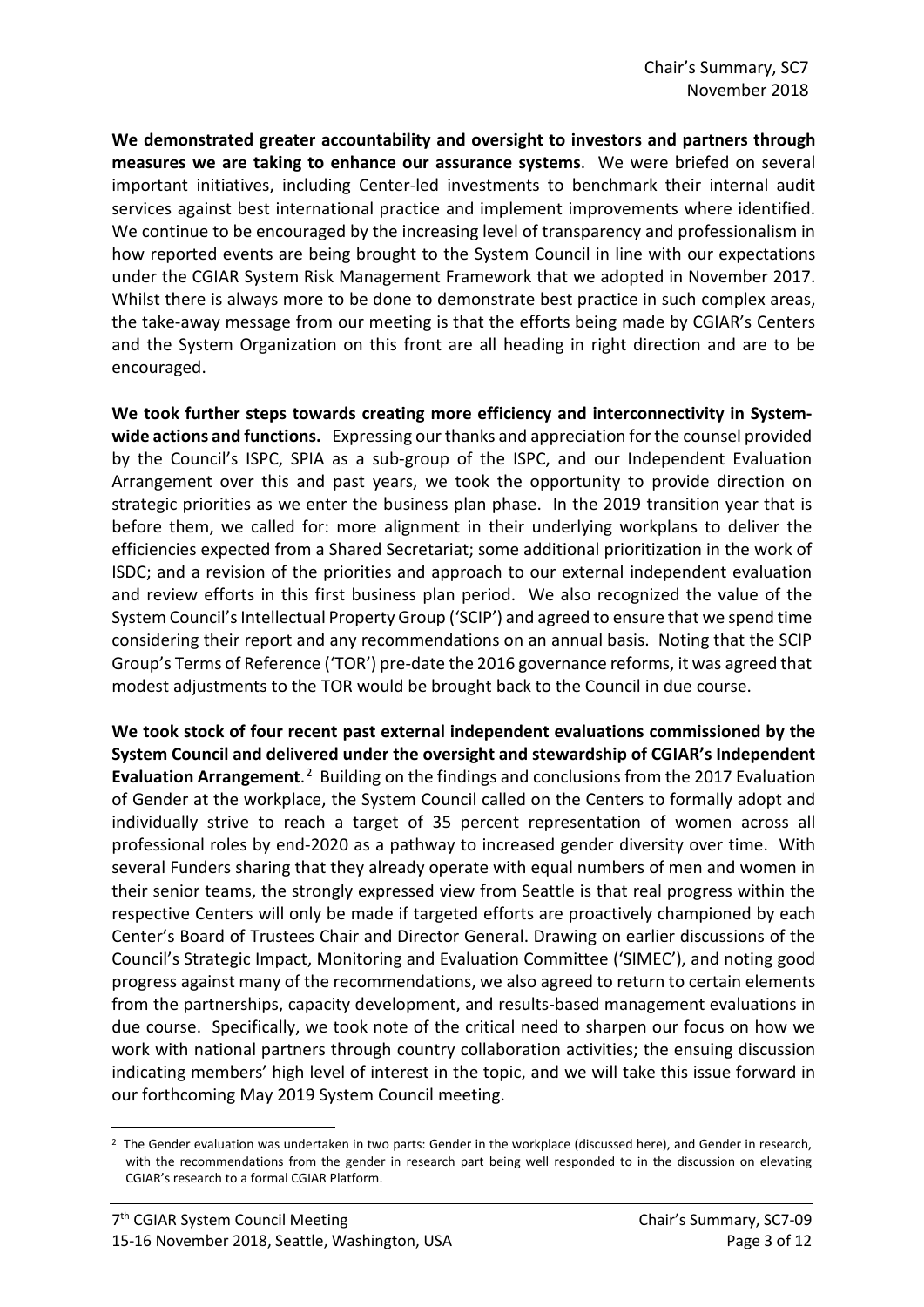**We demonstrated greater accountability and oversight to investors and partners through measures we are taking to enhance our assurance systems**. We were briefed on several important initiatives, including Center-led investments to benchmark their internal audit services against best international practice and implement improvements where identified. We continue to be encouraged by the increasing level of transparency and professionalism in how reported events are being brought to the System Council in line with our expectations under the CGIAR System Risk Management Framework that we adopted in November 2017. Whilst there is always more to be done to demonstrate best practice in such complex areas, the take-away message from our meeting is that the efforts being made by CGIAR's Centers and the System Organization on this front are all heading in right direction and are to be encouraged.

**We took further steps towards creating more efficiency and interconnectivity in System-wide actions and functions.** Expressing our thanks and appreciation for the counsel provided by the Council's ISPC, SPIA as a sub-group of the ISPC, and our Independent Evaluation Arrangement over this and past years, we took the opportunity to provide direction on strategic priorities as we enter the business plan phase. In the 2019 transition year that is before them, we called for: more alignment in their underlying workplans to deliver the efficiencies expected from a Shared Secretariat; some additional prioritization in the work of ISDC; and a revision of the priorities and approach to our external independent evaluation and review efforts in this first business plan period. We also recognized the value of the System Council's Intellectual Property Group ('SCIP') and agreed to ensure that we spend time considering their report and any recommendations on an annual basis. Noting that the SCIP Group's Terms of Reference ('TOR') pre-date the 2016 governance reforms, it was agreed that modest adjustments to the TOR would be brought back to the Council in due course.

**We took stock of four recent past external independent evaluations commissioned by the System Council and delivered under the oversight and stewardship of CGIAR's Independent Evaluation Arrangement**.[2] Building on the findings and conclusions from the 2017 Evaluation of Gender at the workplace, the System Council called on the Centers to formally adopt and individually strive to reach a target of 35 percent representation of women across all professional roles by end-2020 as a pathway to increased gender diversity over time. With several Funders sharing that they already operate with equal numbers of men and women in their senior teams, the strongly expressed view from Seattle is that real progress within the respective Centers will only be made if targeted efforts are proactively championed by each Center's Board of Trustees Chair and Director General. Drawing on earlier discussions of the Council's Strategic Impact, Monitoring and Evaluation Committee ('SIMEC'), and noting good progress against many of the recommendations, we also agreed to return to certain elements from the partnerships, capacity development, and results-based management evaluations in due course. Specifically, we took note of the critical need to sharpen our focus on how we work with national partners through country collaboration activities; the ensuing discussion indicating members' high level of interest in the topic, and we will take this issue forward in our forthcoming May 2019 System Council meeting.

[2] The Gender evaluation was undertaken in two parts: Gender in the workplace (discussed here), and Gender in research, with the recommendations from the gender in research part being well responded to in the discussion on elevating CGIAR's research to a formal CGIAR Platform.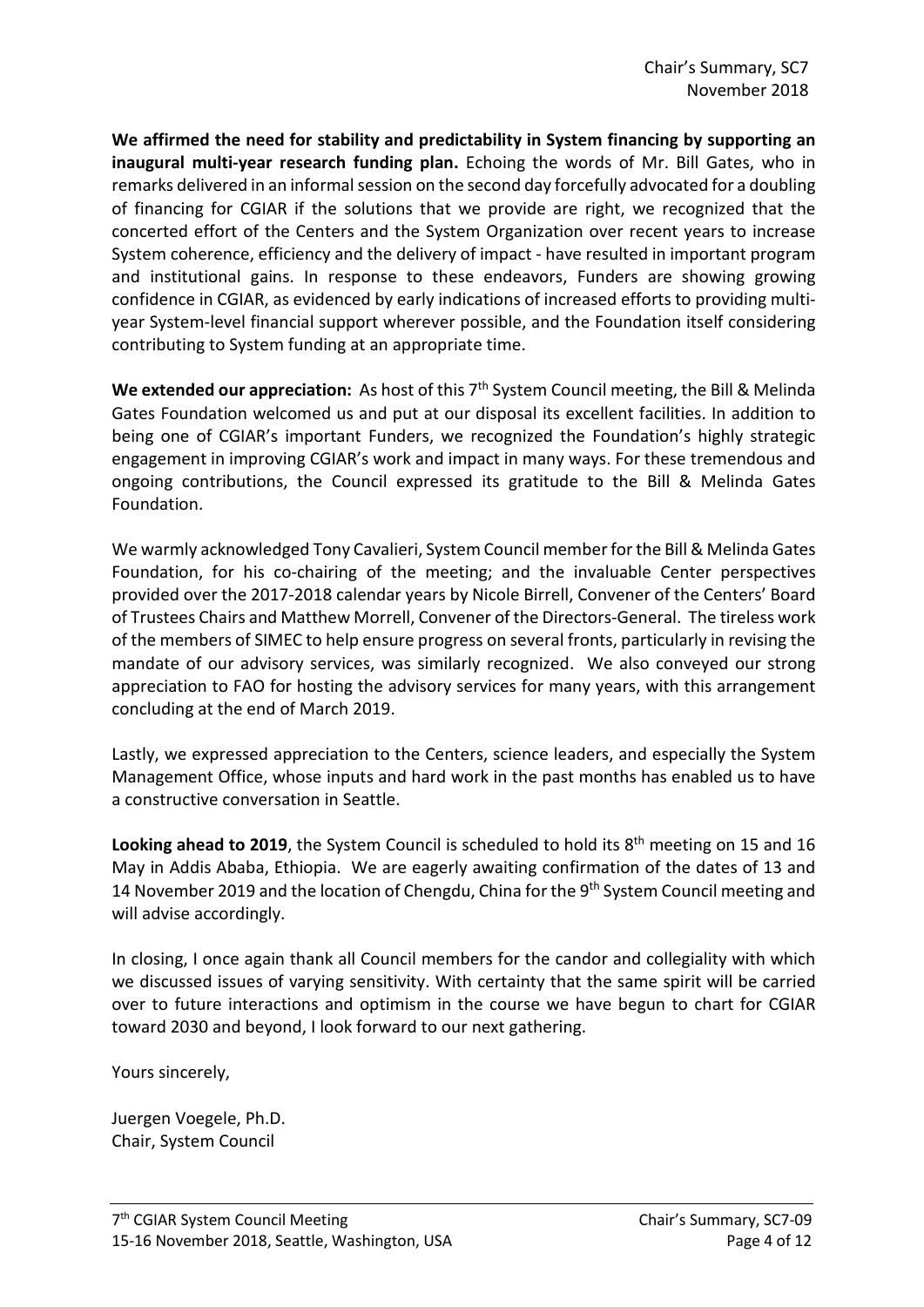**We affirmed the need for stability and predictability in System financing by supporting an inaugural multi-year research funding plan.** Echoing the words of Mr. Bill Gates, who in remarks delivered in an informal session on the second day forcefully advocated for a doubling of financing for CGIAR if the solutions that we provide are right, we recognized that the concerted effort of the Centers and the System Organization over recent years to increase System coherence, efficiency and the delivery of impact - have resulted in important program and institutional gains. In response to these endeavors, Funders are showing growing confidence in CGIAR, as evidenced by early indications of increased efforts to providing multi-year System-level financial support wherever possible, and the Foundation itself considering contributing to System funding at an appropriate time.

**We extended our appreciation:** As host of this 7th System Council meeting, the Bill & Melinda Gates Foundation welcomed us and put at our disposal its excellent facilities. In addition to being one of CGIAR's important Funders, we recognized the Foundation's highly strategic engagement in improving CGIAR's work and impact in many ways. For these tremendous and ongoing contributions, the Council expressed its gratitude to the Bill & Melinda Gates Foundation.

We warmly acknowledged Tony Cavalieri, System Council member for the Bill & Melinda Gates Foundation, for his co-chairing of the meeting; and the invaluable Center perspectives provided over the 2017-2018 calendar years by Nicole Birrell, Convener of the Centers' Board of Trustees Chairs and Matthew Morrell, Convener of the Directors-General. The tireless work of the members of SIMEC to help ensure progress on several fronts, particularly in revising the mandate of our advisory services, was similarly recognized. We also conveyed our strong appreciation to FAO for hosting the advisory services for many years, with this arrangement concluding at the end of March 2019.

Lastly, we expressed appreciation to the Centers, science leaders, and especially the System Management Office, whose inputs and hard work in the past months has enabled us to have a constructive conversation in Seattle.

**Looking ahead to 2019**, the System Council is scheduled to hold its 8th meeting on 15 and 16 May in Addis Ababa, Ethiopia. We are eagerly awaiting confirmation of the dates of 13 and 14 November 2019 and the location of Chengdu, China for the 9th System Council meeting and will advise accordingly.

In closing, I once again thank all Council members for the candor and collegiality with which we discussed issues of varying sensitivity. With certainty that the same spirit will be carried over to future interactions and optimism in the course we have begun to chart for CGIAR toward 2030 and beyond, I look forward to our next gathering.

Yours sincerely,

Juergen Voegele, Ph.D.
Chair, System Council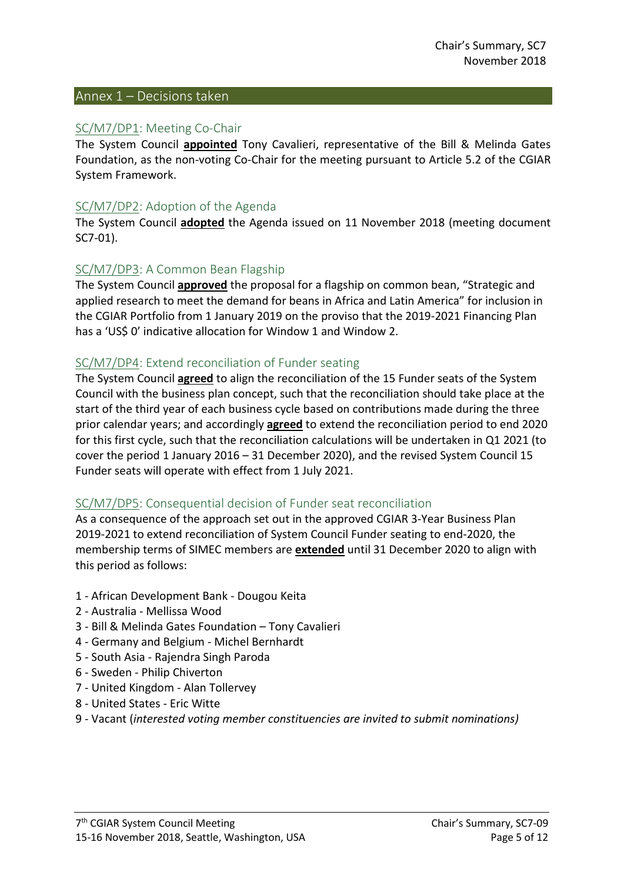## Annex 1 – Decisions taken

### SC/M7/DP1: Meeting Co-Chair

The System Council **appointed** Tony Cavalieri, representative of the Bill & Melinda Gates Foundation, as the non-voting Co-Chair for the meeting pursuant to Article 5.2 of the CGIAR System Framework.

### SC/M7/DP2: Adoption of the Agenda

The System Council **adopted** the Agenda issued on 11 November 2018 (meeting document SC7-01).

### SC/M7/DP3: A Common Bean Flagship

The System Council **approved** the proposal for a flagship on common bean, "Strategic and applied research to meet the demand for beans in Africa and Latin America" for inclusion in the CGIAR Portfolio from 1 January 2019 on the proviso that the 2019-2021 Financing Plan has a 'US$ 0' indicative allocation for Window 1 and Window 2.

### SC/M7/DP4: Extend reconciliation of Funder seating

The System Council **agreed** to align the reconciliation of the 15 Funder seats of the System Council with the business plan concept, such that the reconciliation should take place at the start of the third year of each business cycle based on contributions made during the three prior calendar years; and accordingly **agreed** to extend the reconciliation period to end 2020 for this first cycle, such that the reconciliation calculations will be undertaken in Q1 2021 (to cover the period 1 January 2016 – 31 December 2020), and the revised System Council 15 Funder seats will operate with effect from 1 July 2021.

### SC/M7/DP5: Consequential decision of Funder seat reconciliation

As a consequence of the approach set out in the approved CGIAR 3-Year Business Plan 2019-2021 to extend reconciliation of System Council Funder seating to end-2020, the membership terms of SIMEC members are **extended** until 31 December 2020 to align with this period as follows:

1 - African Development Bank - Dougou Keita
2 - Australia - Mellissa Wood
3 - Bill & Melinda Gates Foundation – Tony Cavalieri
4 - Germany and Belgium - Michel Bernhardt
5 - South Asia - Rajendra Singh Paroda
6 - Sweden - Philip Chiverton
7 - United Kingdom - Alan Tollervey
8 - United States - Eric Witte
9 - Vacant (*interested voting member constituencies are invited to submit nominations)*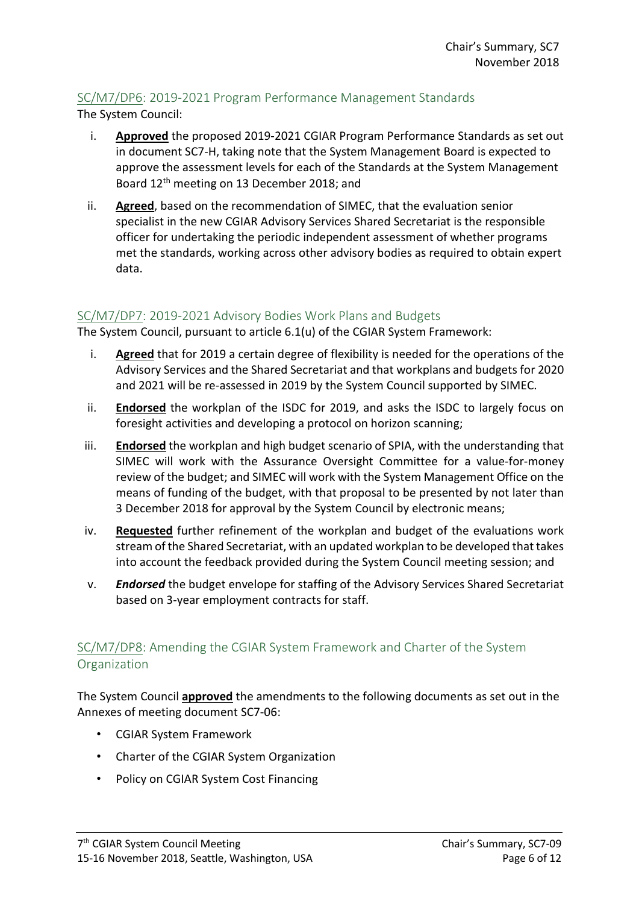## SC/M7/DP6: 2019-2021 Program Performance Management Standards

The System Council:

i. **Approved** the proposed 2019-2021 CGIAR Program Performance Standards as set out in document SC7-H, taking note that the System Management Board is expected to approve the assessment levels for each of the Standards at the System Management Board 12th meeting on 13 December 2018; and

ii. **Agreed**, based on the recommendation of SIMEC, that the evaluation senior specialist in the new CGIAR Advisory Services Shared Secretariat is the responsible officer for undertaking the periodic independent assessment of whether programs met the standards, working across other advisory bodies as required to obtain expert data.

## SC/M7/DP7: 2019-2021 Advisory Bodies Work Plans and Budgets

The System Council, pursuant to article 6.1(u) of the CGIAR System Framework:

i. **Agreed** that for 2019 a certain degree of flexibility is needed for the operations of the Advisory Services and the Shared Secretariat and that workplans and budgets for 2020 and 2021 will be re-assessed in 2019 by the System Council supported by SIMEC.

ii. **Endorsed** the workplan of the ISDC for 2019, and asks the ISDC to largely focus on foresight activities and developing a protocol on horizon scanning;

iii. **Endorsed** the workplan and high budget scenario of SPIA, with the understanding that SIMEC will work with the Assurance Oversight Committee for a value-for-money review of the budget; and SIMEC will work with the System Management Office on the means of funding of the budget, with that proposal to be presented by not later than 3 December 2018 for approval by the System Council by electronic means;

iv. **Requested** further refinement of the workplan and budget of the evaluations work stream of the Shared Secretariat, with an updated workplan to be developed that takes into account the feedback provided during the System Council meeting session; and

v. ***Endorsed*** the budget envelope for staffing of the Advisory Services Shared Secretariat based on 3-year employment contracts for staff.

## SC/M7/DP8: Amending the CGIAR System Framework and Charter of the System Organization

The System Council **approved** the amendments to the following documents as set out in the Annexes of meeting document SC7-06:

- CGIAR System Framework
- Charter of the CGIAR System Organization
- Policy on CGIAR System Cost Financing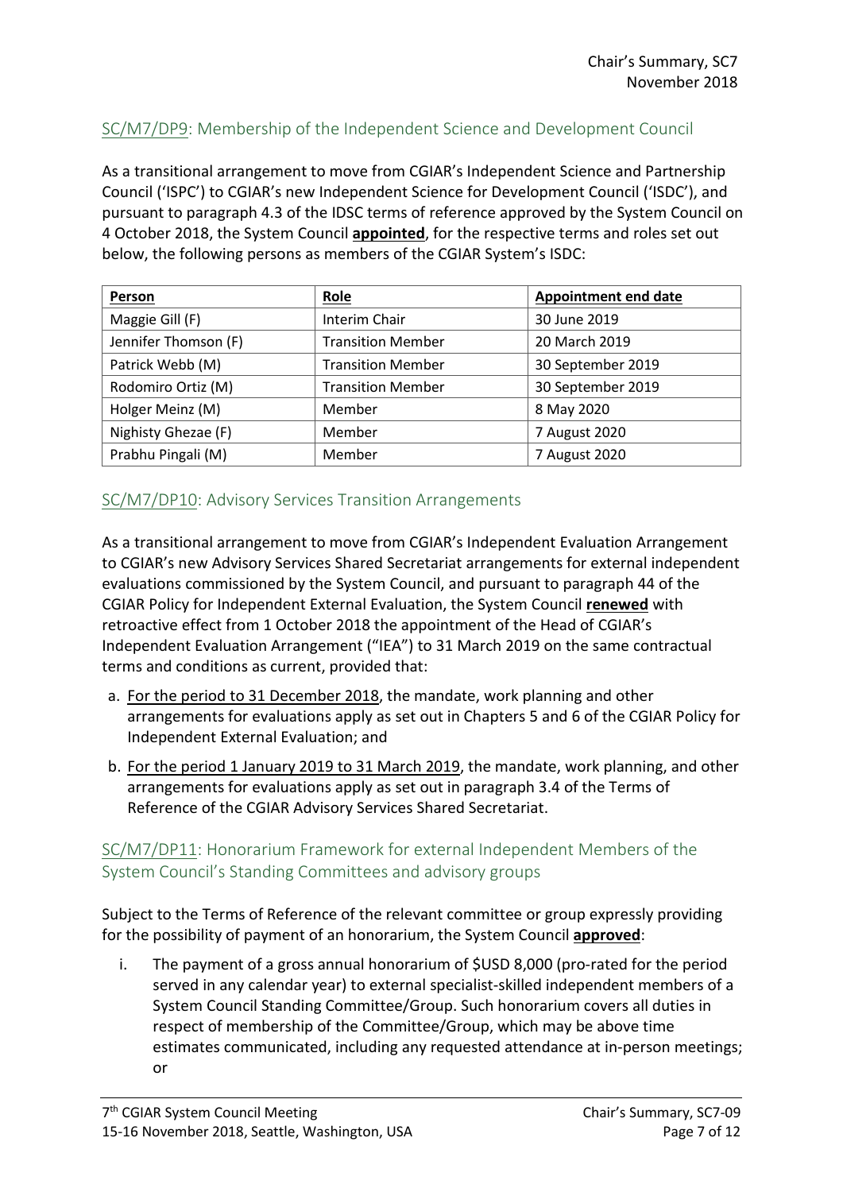## SC/M7/DP9: Membership of the Independent Science and Development Council

As a transitional arrangement to move from CGIAR's Independent Science and Partnership Council ('ISPC') to CGIAR's new Independent Science for Development Council ('ISDC'), and pursuant to paragraph 4.3 of the IDSC terms of reference approved by the System Council on 4 October 2018, the System Council **appointed**, for the respective terms and roles set out below, the following persons as members of the CGIAR System's ISDC:

| Person | Role | Appointment end date |
|---|---|---|
| Maggie Gill (F) | Interim Chair | 30 June 2019 |
| Jennifer Thomson (F) | Transition Member | 20 March 2019 |
| Patrick Webb (M) | Transition Member | 30 September 2019 |
| Rodomiro Ortiz (M) | Transition Member | 30 September 2019 |
| Holger Meinz (M) | Member | 8 May 2020 |
| Nighisty Ghezae (F) | Member | 7 August 2020 |
| Prabhu Pingali (M) | Member | 7 August 2020 |

## SC/M7/DP10: Advisory Services Transition Arrangements

As a transitional arrangement to move from CGIAR's Independent Evaluation Arrangement to CGIAR's new Advisory Services Shared Secretariat arrangements for external independent evaluations commissioned by the System Council, and pursuant to paragraph 44 of the CGIAR Policy for Independent External Evaluation, the System Council **renewed** with retroactive effect from 1 October 2018 the appointment of the Head of CGIAR's Independent Evaluation Arrangement ("IEA") to 31 March 2019 on the same contractual terms and conditions as current, provided that:

a. For the period to 31 December 2018, the mandate, work planning and other arrangements for evaluations apply as set out in Chapters 5 and 6 of the CGIAR Policy for Independent External Evaluation; and

b. For the period 1 January 2019 to 31 March 2019, the mandate, work planning, and other arrangements for evaluations apply as set out in paragraph 3.4 of the Terms of Reference of the CGIAR Advisory Services Shared Secretariat.

## SC/M7/DP11: Honorarium Framework for external Independent Members of the System Council's Standing Committees and advisory groups

Subject to the Terms of Reference of the relevant committee or group expressly providing for the possibility of payment of an honorarium, the System Council **approved**:

i. The payment of a gross annual honorarium of $USD 8,000 (pro-rated for the period served in any calendar year) to external specialist-skilled independent members of a System Council Standing Committee/Group. Such honorarium covers all duties in respect of membership of the Committee/Group, which may be above time estimates communicated, including any requested attendance at in-person meetings; or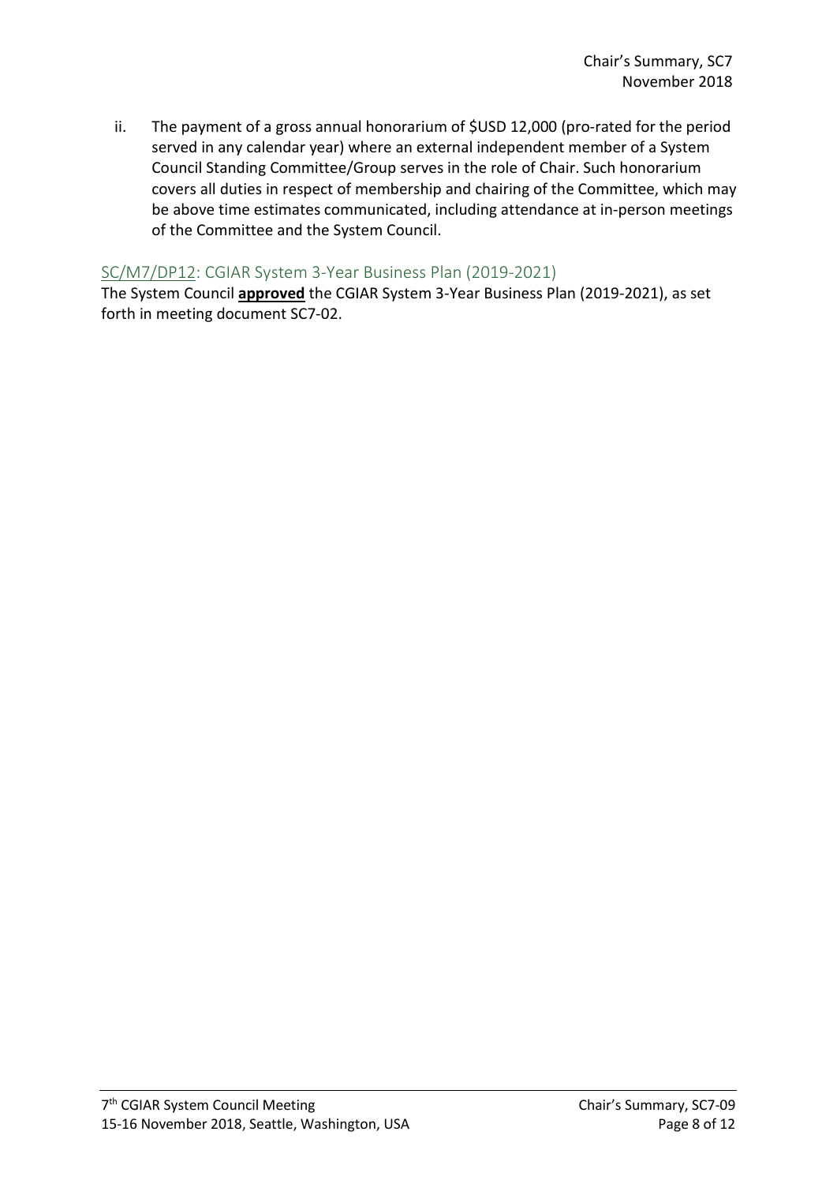ii. The payment of a gross annual honorarium of $USD 12,000 (pro-rated for the period served in any calendar year) where an external independent member of a System Council Standing Committee/Group serves in the role of Chair. Such honorarium covers all duties in respect of membership and chairing of the Committee, which may be above time estimates communicated, including attendance at in-person meetings of the Committee and the System Council.

### SC/M7/DP12: CGIAR System 3-Year Business Plan (2019-2021)

The System Council **approved** the CGIAR System 3-Year Business Plan (2019-2021), as set forth in meeting document SC7-02.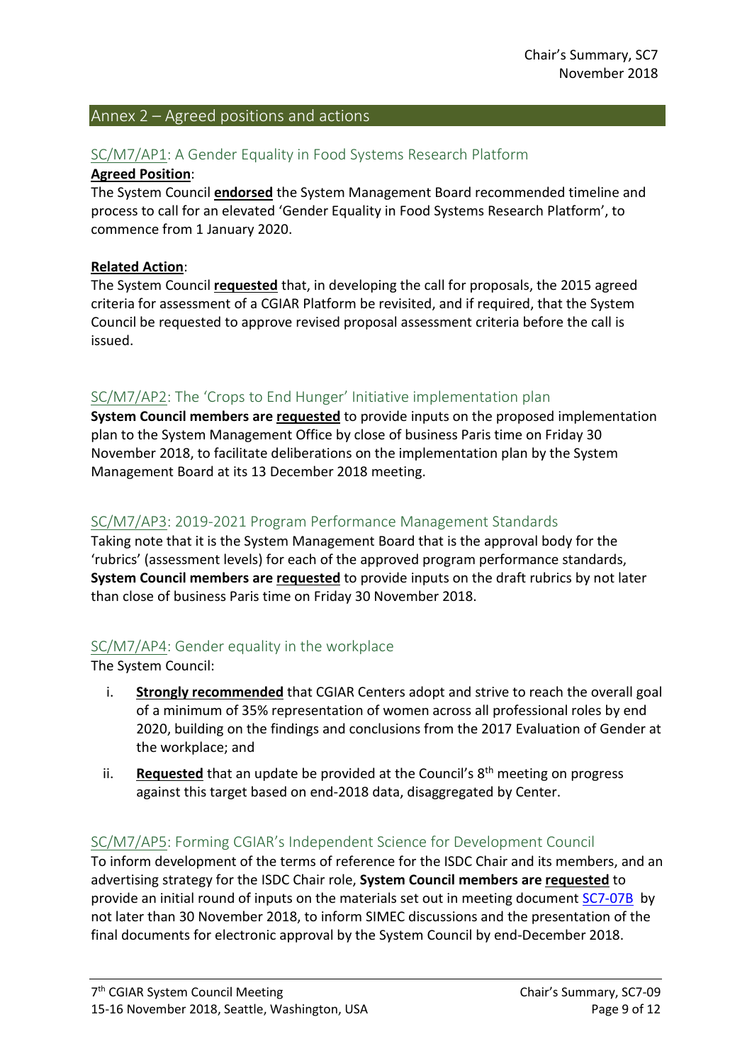## Annex 2 – Agreed positions and actions

### SC/M7/AP1: A Gender Equality in Food Systems Research Platform

**Agreed Position**:

The System Council **endorsed** the System Management Board recommended timeline and process to call for an elevated 'Gender Equality in Food Systems Research Platform', to commence from 1 January 2020.

**Related Action**:

The System Council **requested** that, in developing the call for proposals, the 2015 agreed criteria for assessment of a CGIAR Platform be revisited, and if required, that the System Council be requested to approve revised proposal assessment criteria before the call is issued.

### SC/M7/AP2: The 'Crops to End Hunger' Initiative implementation plan

**System Council members are requested** to provide inputs on the proposed implementation plan to the System Management Office by close of business Paris time on Friday 30 November 2018, to facilitate deliberations on the implementation plan by the System Management Board at its 13 December 2018 meeting.

### SC/M7/AP3: 2019-2021 Program Performance Management Standards

Taking note that it is the System Management Board that is the approval body for the 'rubrics' (assessment levels) for each of the approved program performance standards, **System Council members are requested** to provide inputs on the draft rubrics by not later than close of business Paris time on Friday 30 November 2018.

### SC/M7/AP4: Gender equality in the workplace

The System Council:

i. **Strongly recommended** that CGIAR Centers adopt and strive to reach the overall goal of a minimum of 35% representation of women across all professional roles by end 2020, building on the findings and conclusions from the 2017 Evaluation of Gender at the workplace; and

ii. **Requested** that an update be provided at the Council's 8th meeting on progress against this target based on end-2018 data, disaggregated by Center.

### SC/M7/AP5: Forming CGIAR's Independent Science for Development Council

To inform development of the terms of reference for the ISDC Chair and its members, and an advertising strategy for the ISDC Chair role, **System Council members are requested** to provide an initial round of inputs on the materials set out in meeting document SC7-07B by not later than 30 November 2018, to inform SIMEC discussions and the presentation of the final documents for electronic approval by the System Council by end-December 2018.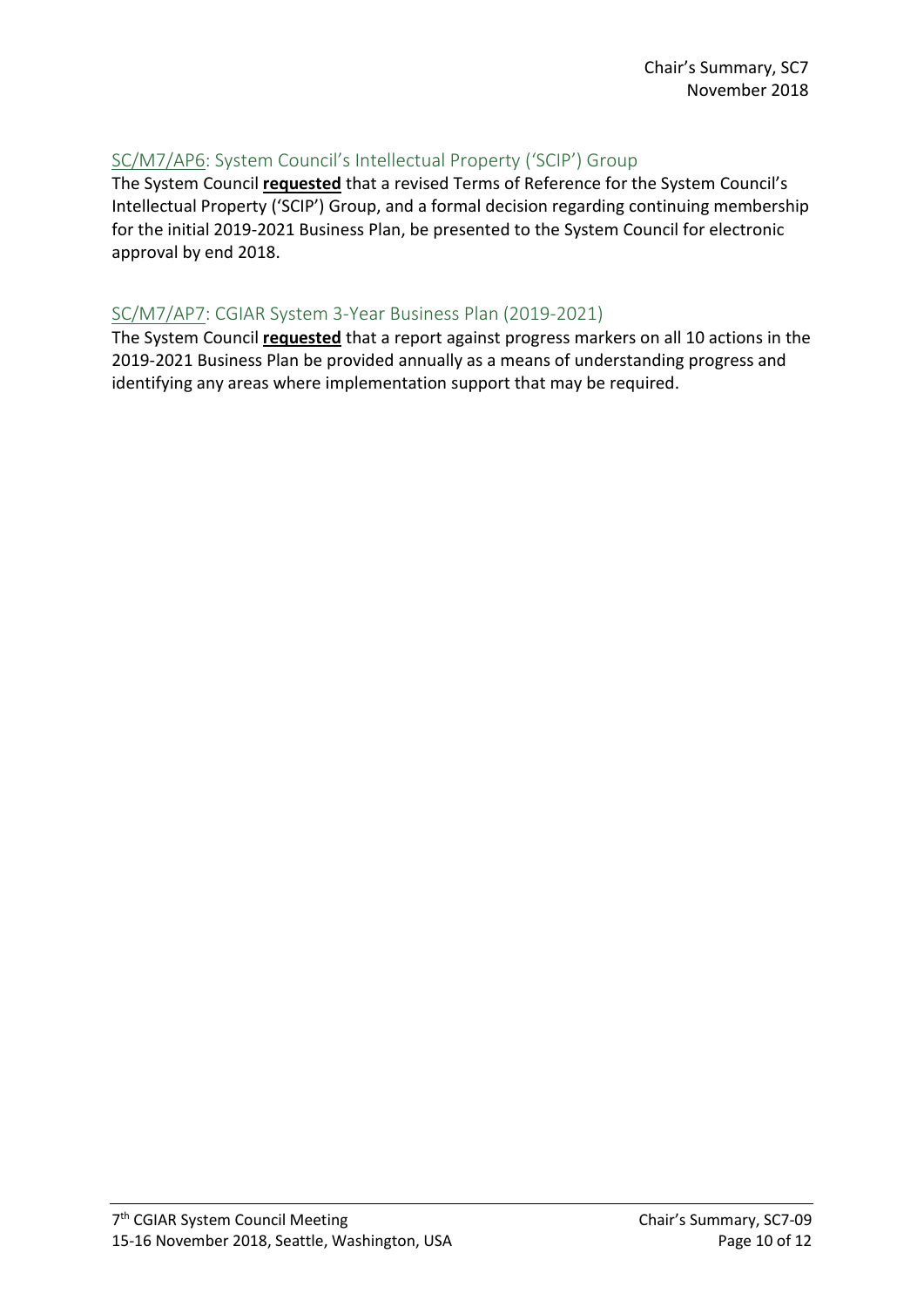### SC/M7/AP6: System Council's Intellectual Property ('SCIP') Group

The System Council **requested** that a revised Terms of Reference for the System Council's Intellectual Property ('SCIP') Group, and a formal decision regarding continuing membership for the initial 2019-2021 Business Plan, be presented to the System Council for electronic approval by end 2018.

### SC/M7/AP7: CGIAR System 3-Year Business Plan (2019-2021)

The System Council **requested** that a report against progress markers on all 10 actions in the 2019-2021 Business Plan be provided annually as a means of understanding progress and identifying any areas where implementation support that may be required.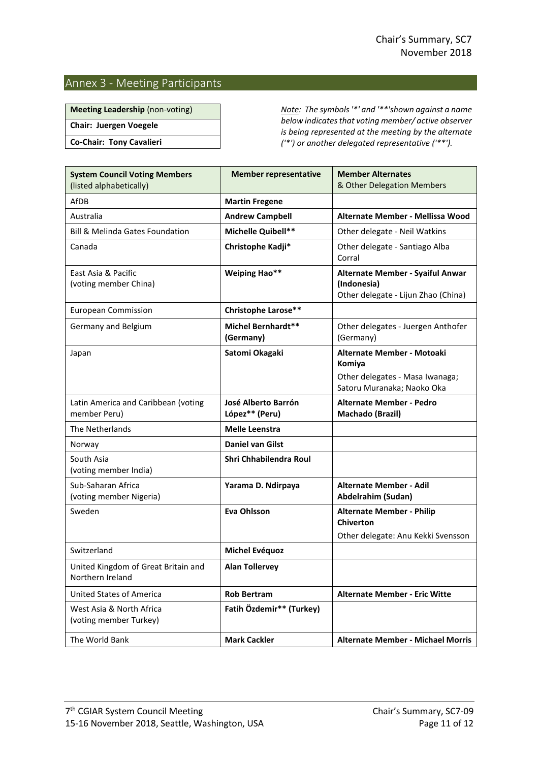## Annex 3 - Meeting Participants

| **Meeting Leadership** (non-voting) |
| --- |
| **Chair: Juergen Voegele** |
| **Co-Chair: Tony Cavalieri** |

*Note: The symbols '*' and '**'shown against a name below indicates that voting member/ active observer is being represented at the meeting by the alternate ('*') or another delegated representative ('**').*

| **System Council Voting Members** (listed alphabetically) | **Member representative** | **Member Alternates** & Other Delegation Members |
| --- | --- | --- |
| AfDB | **Martin Fregene** | |
| Australia | **Andrew Campbell** | **Alternate Member - Mellissa Wood** |
| Bill & Melinda Gates Foundation | **Michelle Quibell**** | Other delegate - Neil Watkins |
| Canada | **Christophe Kadji*** | Other delegate - Santiago Alba Corral |
| East Asia & Pacific (voting member China) | **Weiping Hao**** | **Alternate Member - Syaiful Anwar (Indonesia)** Other delegate - Lijun Zhao (China) |
| European Commission | **Christophe Larose**** | |
| Germany and Belgium | **Michel Bernhardt** (Germany)** | Other delegates - Juergen Anthofer (Germany) |
| Japan | **Satomi Okagaki** | **Alternate Member - Motoaki Komiya** Other delegates - Masa Iwanaga; Satoru Muranaka; Naoko Oka |
| Latin America and Caribbean (voting member Peru) | **José Alberto Barrón López** (Peru)** | **Alternate Member - Pedro Machado (Brazil)** |
| The Netherlands | **Melle Leenstra** | |
| Norway | **Daniel van Gilst** | |
| South Asia (voting member India) | **Shri Chhabilendra Roul** | |
| Sub-Saharan Africa (voting member Nigeria) | **Yarama D. Ndirpaya** | **Alternate Member - Adil Abdelrahim (Sudan)** |
| Sweden | **Eva Ohlsson** | **Alternate Member - Philip Chiverton** Other delegate: Anu Kekki Svensson |
| Switzerland | **Michel Evéquoz** | |
| United Kingdom of Great Britain and Northern Ireland | **Alan Tollervey** | |
| United States of America | **Rob Bertram** | **Alternate Member - Eric Witte** |
| West Asia & North Africa (voting member Turkey) | **Fatih Özdemir** (Turkey)** | |
| The World Bank | **Mark Cackler** | **Alternate Member - Michael Morris** |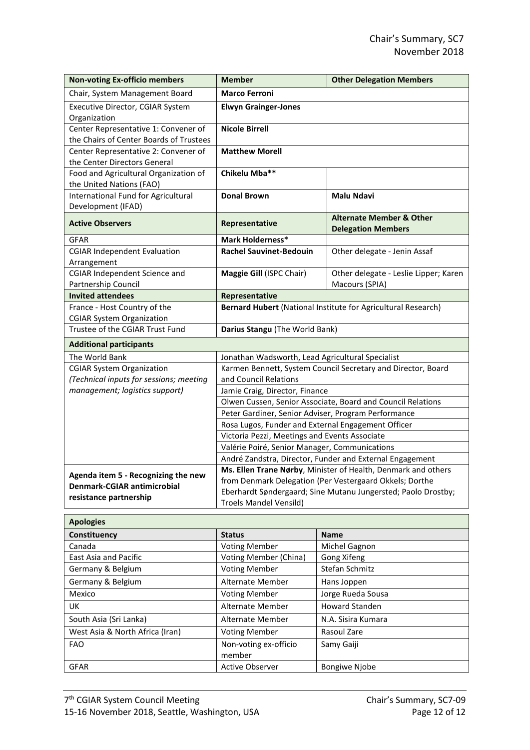| Non-voting Ex-officio members | Member | Other Delegation Members |
|---|---|---|
| Chair, System Management Board | **Marco Ferroni** | |
| Executive Director, CGIAR System Organization | **Elwyn Grainger-Jones** | |
| Center Representative 1: Convener of the Chairs of Center Boards of Trustees | **Nicole Birrell** | |
| Center Representative 2: Convener of the Center Directors General | **Matthew Morell** | |
| Food and Agricultural Organization of the United Nations (FAO) | **Chikelu Mba**** | |
| International Fund for Agricultural Development (IFAD) | **Donal Brown** | **Malu Ndavi** |
| **Active Observers** | **Representative** | **Alternate Member & Other Delegation Members** |
| GFAR | **Mark Holderness*** | |
| CGIAR Independent Evaluation Arrangement | **Rachel Sauvinet-Bedouin** | Other delegate - Jenin Assaf |
| CGIAR Independent Science and Partnership Council | **Maggie Gill** (ISPC Chair) | Other delegate - Leslie Lipper; Karen Macours (SPIA) |
| **Invited attendees** | **Representative** | |
| France - Host Country of the CGIAR System Organization | **Bernard Hubert** (National Institute for Agricultural Research) | |
| Trustee of the CGIAR Trust Fund | **Darius Stangu** (The World Bank) | |
| **Additional participants** | | |
| The World Bank | Jonathan Wadsworth, Lead Agricultural Specialist | |
| CGIAR System Organization *(Technical inputs for sessions; meeting management; logistics support)* | Karmen Bennett, System Council Secretary and Director, Board and Council Relations | |
| | Jamie Craig, Director, Finance | |
| | Olwen Cussen, Senior Associate, Board and Council Relations | |
| | Peter Gardiner, Senior Adviser, Program Performance | |
| | Rosa Lugos, Funder and External Engagement Officer | |
| | Victoria Pezzi, Meetings and Events Associate | |
| | Valérie Poiré, Senior Manager, Communications | |
| | André Zandstra, Director, Funder and External Engagement | |
| **Agenda item 5 - Recognizing the new Denmark-CGIAR antimicrobial resistance partnership** | **Ms. Ellen Trane Nørby**, Minister of Health, Denmark and others from Denmark Delegation (Per Vestergaard Okkels; Dorthe Eberhardt Søndergaard; Sine Mutanu Jungersted; Paolo Drostby; Troels Mandel Vensild) | |

| Apologies | | |
|---|---|---|
| **Constituency** | **Status** | **Name** |
| Canada | Voting Member | Michel Gagnon |
| East Asia and Pacific | Voting Member (China) | Gong Xifeng |
| Germany & Belgium | Voting Member | Stefan Schmitz |
| Germany & Belgium | Alternate Member | Hans Joppen |
| Mexico | Voting Member | Jorge Rueda Sousa |
| UK | Alternate Member | Howard Standen |
| South Asia (Sri Lanka) | Alternate Member | N.A. Sisira Kumara |
| West Asia & North Africa (Iran) | Voting Member | Rasoul Zare |
| FAO | Non-voting ex-officio member | Samy Gaiji |
| GFAR | Active Observer | Bongiwe Njobe |